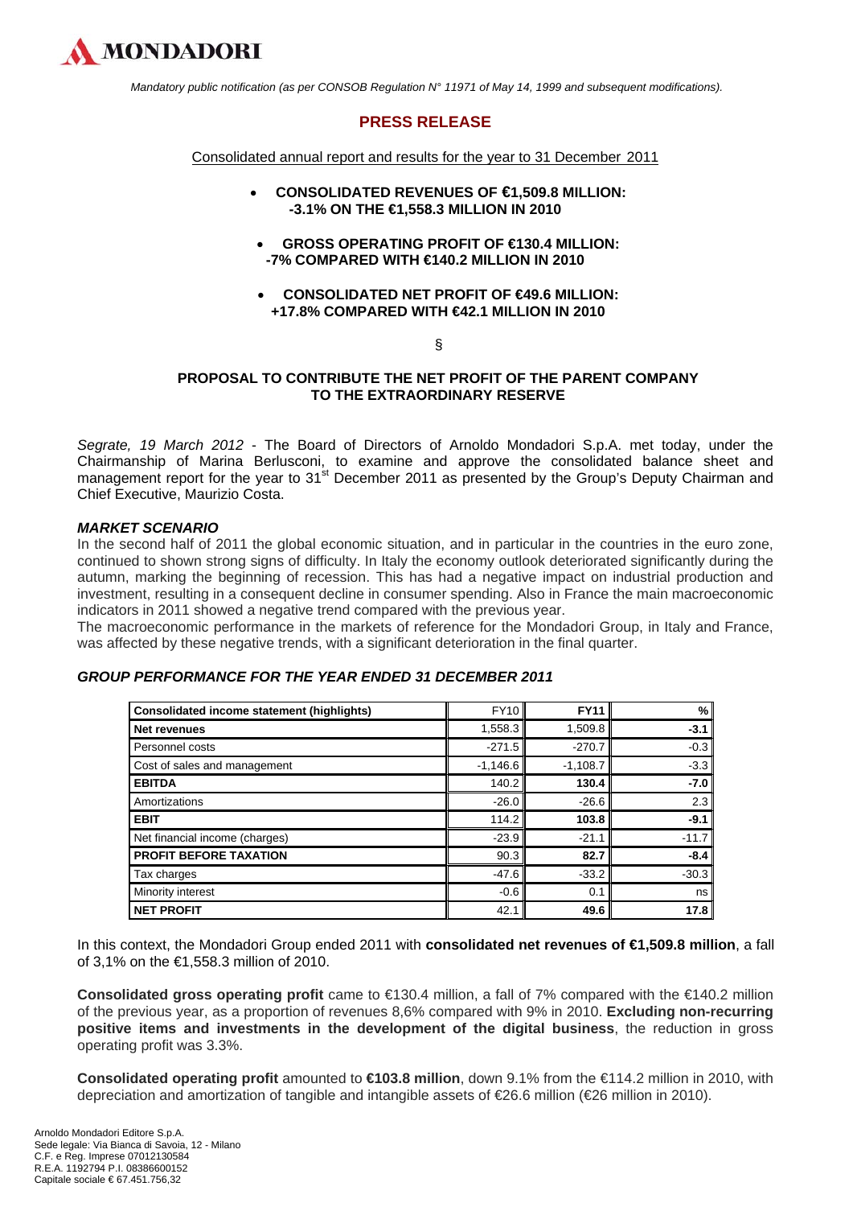MONDADORI

*Mandatory public notification (as per CONSOB Regulation N° 11971 of May 14, 1999 and subsequent modifications).*

# PRESS RELEASE

Consolidated annual report and results for the year to 31 December 2011

- **CONSOLIDATED REVENUES OF €1,509.8 MILLION: -3.1% ON THE €1,558.3 MILLION IN 2010**
- **GROSS OPERATING PROFIT OF €130.4 MILLION: -7% COMPARED WITH €140.2 MILLION IN 2010**
- **CONSOLIDATED NET PROFIT OF €49.6 MILLION: +17.8% COMPARED WITH €42.1 MILLION IN 2010**

§

**PROPOSAL TO CONTRIBUTE THE NET PROFIT OF THE PARENT COMPANY TO THE EXTRAORDINARY RESERVE**

*Segrate, 19 March 2012* - The Board of Directors of Arnoldo Mondadori S.p.A. met today, under the Chairmanship of Marina Berlusconi, to examine and approve the consolidated balance sheet and management report for the year to 31st December 2011 as presented by the Group's Deputy Chairman and Chief Executive, Maurizio Costa.

### *MARKET SCENARIO*

In the second half of 2011 the global economic situation, and in particular in the countries in the euro zone, continued to shown strong signs of difficulty. In Italy the economy outlook deteriorated significantly during the autumn, marking the beginning of recession. This has had a negative impact on industrial production and investment, resulting in a consequent decline in consumer spending. Also in France the main macroeconomic indicators in 2011 showed a negative trend compared with the previous year.

The macroeconomic performance in the markets of reference for the Mondadori Group, in Italy and France, was affected by these negative trends, with a significant deterioration in the final quarter.

### *GROUP PERFORMANCE FOR THE YEAR ENDED 31 DECEMBER 2011*

| Consolidated income statement (highlights) | FY10 | FY11 | % |
|---|---|---|---|
| **Net revenues** | 1,558.3 | 1,509.8 | **-3.1** |
| Personnel costs | -271.5 | -270.7 | -0.3 |
| Cost of sales and management | -1,146.6 | -1,108.7 | -3.3 |
| **EBITDA** | 140.2 | **130.4** | **-7.0** |
| Amortizations | -26.0 | -26.6 | 2.3 |
| **EBIT** | 114.2 | **103.8** | **-9.1** |
| Net financial income (charges) | -23.9 | -21.1 | -11.7 |
| **PROFIT BEFORE TAXATION** | 90.3 | **82.7** | **-8.4** |
| Tax charges | -47.6 | -33.2 | -30.3 |
| Minority interest | -0.6 | 0.1 | ns |
| **NET PROFIT** | 42.1 | **49.6** | **17.8** |

In this context, the Mondadori Group ended 2011 with **consolidated net revenues of €1,509.8 million**, a fall of 3,1% on the €1,558.3 million of 2010.

**Consolidated gross operating profit** came to €130.4 million, a fall of 7% compared with the €140.2 million of the previous year, as a proportion of revenues 8,6% compared with 9% in 2010. **Excluding non-recurring positive items and investments in the development of the digital business**, the reduction in gross operating profit was 3.3%.

**Consolidated operating profit** amounted to **€103.8 million**, down 9.1% from the €114.2 million in 2010, with depreciation and amortization of tangible and intangible assets of €26.6 million (€26 million in 2010).

Arnoldo Mondadori Editore S.p.A.
Sede legale: Via Bianca di Savoia, 12 - Milano
C.F. e Reg. Imprese 07012130584
R.E.A. 1192794 P.I. 08386600152
Capitale sociale € 67.451.756,32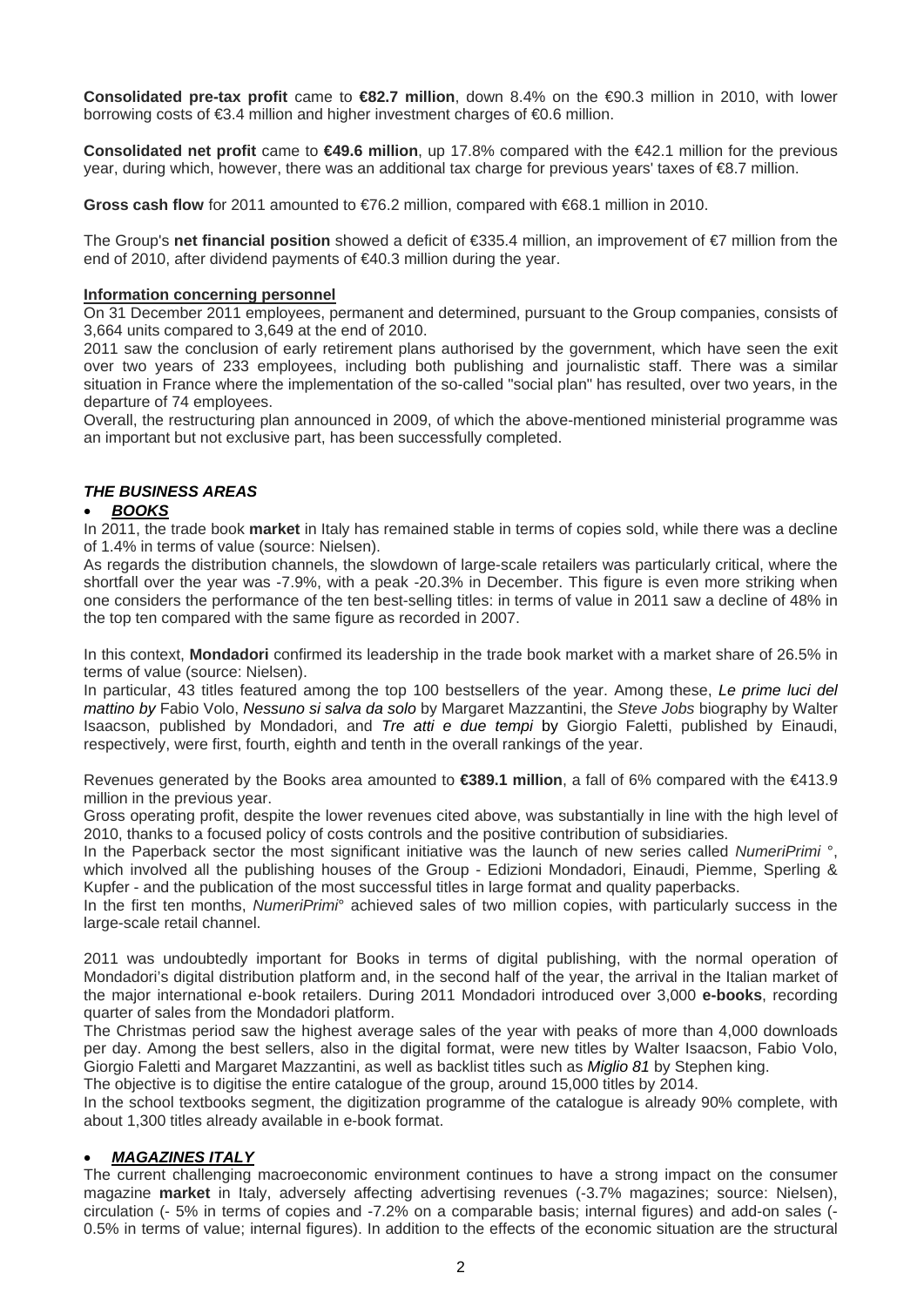**Consolidated pre-tax profit** came to **€82.7 million**, down 8.4% on the €90.3 million in 2010, with lower borrowing costs of €3.4 million and higher investment charges of €0.6 million.

**Consolidated net profit** came to **€49.6 million**, up 17.8% compared with the €42.1 million for the previous year, during which, however, there was an additional tax charge for previous years' taxes of €8.7 million.

**Gross cash flow** for 2011 amounted to €76.2 million, compared with €68.1 million in 2010.

The Group's **net financial position** showed a deficit of €335.4 million, an improvement of €7 million from the end of 2010, after dividend payments of €40.3 million during the year.

**Information concerning personnel**

On 31 December 2011 employees, permanent and determined, pursuant to the Group companies, consists of 3,664 units compared to 3,649 at the end of 2010.

2011 saw the conclusion of early retirement plans authorised by the government, which have seen the exit over two years of 233 employees, including both publishing and journalistic staff. There was a similar situation in France where the implementation of the so-called "social plan" has resulted, over two years, in the departure of 74 employees.

Overall, the restructuring plan announced in 2009, of which the above-mentioned ministerial programme was an important but not exclusive part, has been successfully completed.

***THE BUSINESS AREAS***

- ***BOOKS***

In 2011, the trade book **market** in Italy has remained stable in terms of copies sold, while there was a decline of 1.4% in terms of value (source: Nielsen).

As regards the distribution channels, the slowdown of large-scale retailers was particularly critical, where the shortfall over the year was -7.9%, with a peak -20.3% in December. This figure is even more striking when one considers the performance of the ten best-selling titles: in terms of value in 2011 saw a decline of 48% in the top ten compared with the same figure as recorded in 2007.

In this context, **Mondadori** confirmed its leadership in the trade book market with a market share of 26.5% in terms of value (source: Nielsen).

In particular, 43 titles featured among the top 100 bestsellers of the year. Among these, *Le prime luci del mattino by* Fabio Volo, *Nessuno si salva da solo* by Margaret Mazzantini, the *Steve Jobs* biography by Walter Isaacson, published by Mondadori, and *Tre atti e due tempi* by Giorgio Faletti, published by Einaudi, respectively, were first, fourth, eighth and tenth in the overall rankings of the year.

Revenues generated by the Books area amounted to **€389.1 million**, a fall of 6% compared with the €413.9 million in the previous year.

Gross operating profit, despite the lower revenues cited above, was substantially in line with the high level of 2010, thanks to a focused policy of costs controls and the positive contribution of subsidiaries.

In the Paperback sector the most significant initiative was the launch of new series called *NumeriPrimi* °, which involved all the publishing houses of the Group - Edizioni Mondadori, Einaudi, Piemme, Sperling & Kupfer - and the publication of the most successful titles in large format and quality paperbacks.

In the first ten months, *NumeriPrimi*° achieved sales of two million copies, with particularly success in the large-scale retail channel.

2011 was undoubtedly important for Books in terms of digital publishing, with the normal operation of Mondadori's digital distribution platform and, in the second half of the year, the arrival in the Italian market of the major international e-book retailers. During 2011 Mondadori introduced over 3,000 **e-books**, recording quarter of sales from the Mondadori platform.

The Christmas period saw the highest average sales of the year with peaks of more than 4,000 downloads per day. Among the best sellers, also in the digital format, were new titles by Walter Isaacson, Fabio Volo, Giorgio Faletti and Margaret Mazzantini, as well as backlist titles such as *Miglio 81* by Stephen king.

The objective is to digitise the entire catalogue of the group, around 15,000 titles by 2014.

In the school textbooks segment, the digitization programme of the catalogue is already 90% complete, with about 1,300 titles already available in e-book format.

- ***MAGAZINES ITALY***

The current challenging macroeconomic environment continues to have a strong impact on the consumer magazine **market** in Italy, adversely affecting advertising revenues (-3.7% magazines; source: Nielsen), circulation (- 5% in terms of copies and -7.2% on a comparable basis; internal figures) and add-on sales (-0.5% in terms of value; internal figures). In addition to the effects of the economic situation are the structural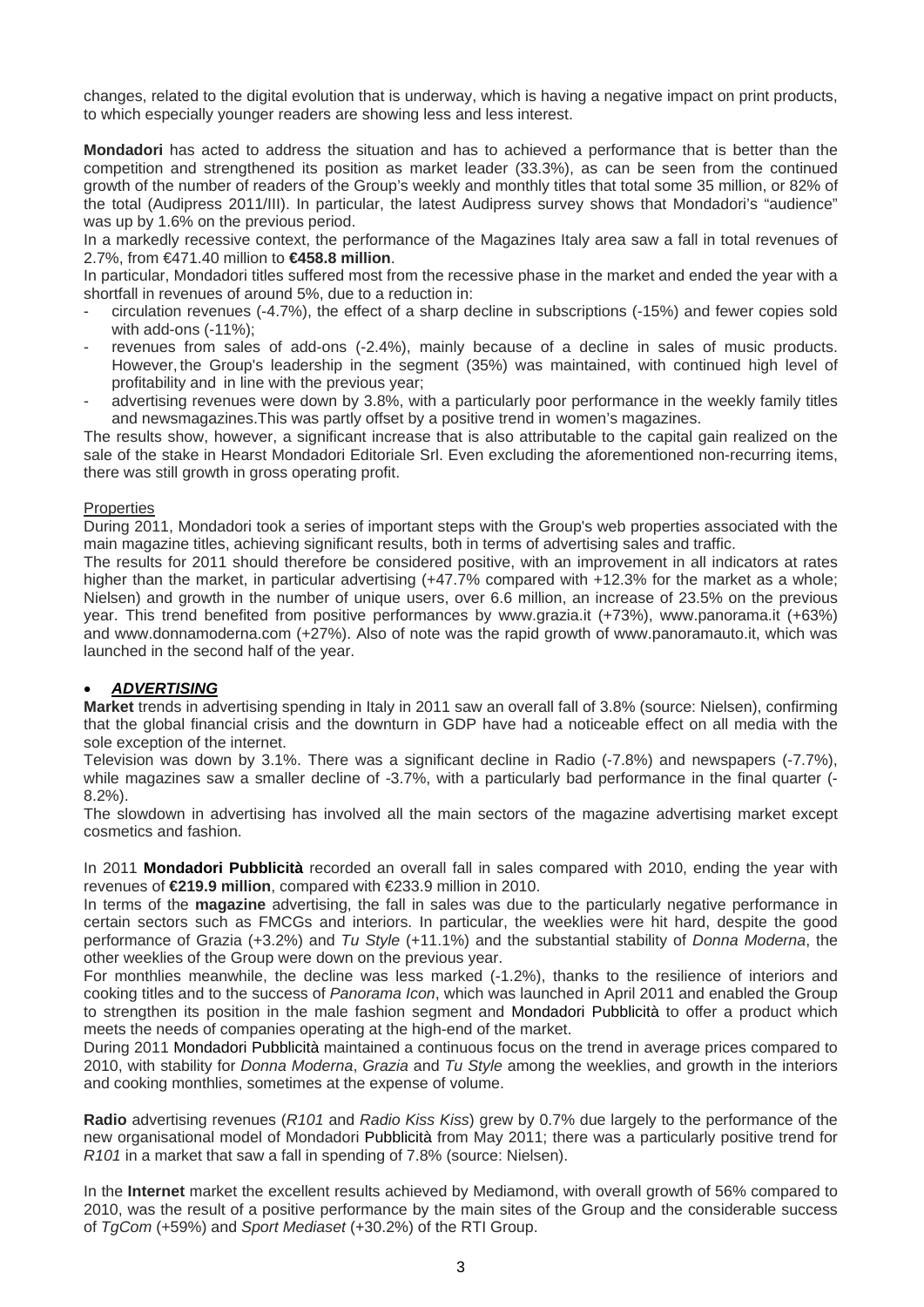changes, related to the digital evolution that is underway, which is having a negative impact on print products, to which especially younger readers are showing less and less interest.

**Mondadori** has acted to address the situation and has to achieved a performance that is better than the competition and strengthened its position as market leader (33.3%), as can be seen from the continued growth of the number of readers of the Group's weekly and monthly titles that total some 35 million, or 82% of the total (Audipress 2011/III). In particular, the latest Audipress survey shows that Mondadori's "audience" was up by 1.6% on the previous period.

In a markedly recessive context, the performance of the Magazines Italy area saw a fall in total revenues of 2.7%, from €471.40 million to **€458.8 million**.

In particular, Mondadori titles suffered most from the recessive phase in the market and ended the year with a shortfall in revenues of around 5%, due to a reduction in:

- circulation revenues (-4.7%), the effect of a sharp decline in subscriptions (-15%) and fewer copies sold with add-ons (-11%);
- revenues from sales of add-ons (-2.4%), mainly because of a decline in sales of music products. However, the Group's leadership in the segment (35%) was maintained, with continued high level of profitability and in line with the previous year;
- advertising revenues were down by 3.8%, with a particularly poor performance in the weekly family titles and newsmagazines.This was partly offset by a positive trend in women's magazines.

The results show, however, a significant increase that is also attributable to the capital gain realized on the sale of the stake in Hearst Mondadori Editoriale Srl. Even excluding the aforementioned non-recurring items, there was still growth in gross operating profit.

Properties

During 2011, Mondadori took a series of important steps with the Group's web properties associated with the main magazine titles, achieving significant results, both in terms of advertising sales and traffic.

The results for 2011 should therefore be considered positive, with an improvement in all indicators at rates higher than the market, in particular advertising (+47.7% compared with +12.3% for the market as a whole; Nielsen) and growth in the number of unique users, over 6.6 million, an increase of 23.5% on the previous year. This trend benefited from positive performances by www.grazia.it (+73%), www.panorama.it (+63%) and www.donnamoderna.com (+27%). Also of note was the rapid growth of www.panoramauto.it, which was launched in the second half of the year.

- ***ADVERTISING***

**Market** trends in advertising spending in Italy in 2011 saw an overall fall of 3.8% (source: Nielsen), confirming that the global financial crisis and the downturn in GDP have had a noticeable effect on all media with the sole exception of the internet.

Television was down by 3.1%. There was a significant decline in Radio (-7.8%) and newspapers (-7.7%), while magazines saw a smaller decline of -3.7%, with a particularly bad performance in the final quarter (-8.2%).

The slowdown in advertising has involved all the main sectors of the magazine advertising market except cosmetics and fashion.

In 2011 **Mondadori Pubblicità** recorded an overall fall in sales compared with 2010, ending the year with revenues of **€219.9 million**, compared with €233.9 million in 2010.

In terms of the **magazine** advertising, the fall in sales was due to the particularly negative performance in certain sectors such as FMCGs and interiors. In particular, the weeklies were hit hard, despite the good performance of Grazia (+3.2%) and *Tu Style* (+11.1%) and the substantial stability of *Donna Moderna*, the other weeklies of the Group were down on the previous year.

For monthlies meanwhile, the decline was less marked (-1.2%), thanks to the resilience of interiors and cooking titles and to the success of *Panorama Icon*, which was launched in April 2011 and enabled the Group to strengthen its position in the male fashion segment and Mondadori Pubblicità to offer a product which meets the needs of companies operating at the high-end of the market.

During 2011 Mondadori Pubblicità maintained a continuous focus on the trend in average prices compared to 2010, with stability for *Donna Moderna*, *Grazia* and *Tu Style* among the weeklies, and growth in the interiors and cooking monthlies, sometimes at the expense of volume.

**Radio** advertising revenues (*R101* and *Radio Kiss Kiss*) grew by 0.7% due largely to the performance of the new organisational model of Mondadori Pubblicità from May 2011; there was a particularly positive trend for *R101* in a market that saw a fall in spending of 7.8% (source: Nielsen).

In the **Internet** market the excellent results achieved by Mediamond, with overall growth of 56% compared to 2010, was the result of a positive performance by the main sites of the Group and the considerable success of *TgCom* (+59%) and *Sport Mediaset* (+30.2%) of the RTI Group.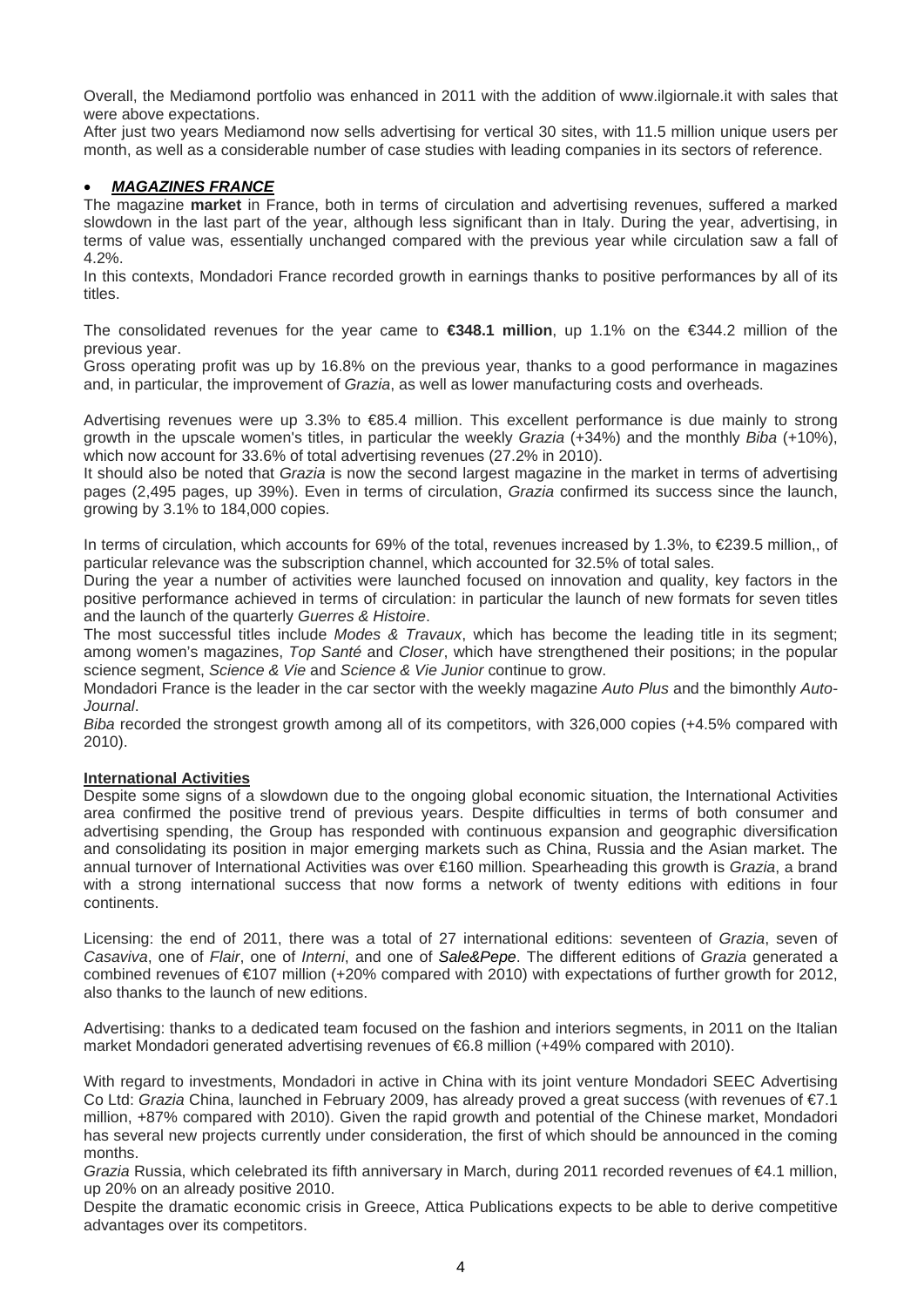Overall, the Mediamond portfolio was enhanced in 2011 with the addition of www.ilgiornale.it with sales that were above expectations.

After just two years Mediamond now sells advertising for vertical 30 sites, with 11.5 million unique users per month, as well as a considerable number of case studies with leading companies in its sectors of reference.

- ***MAGAZINES FRANCE***

The magazine **market** in France, both in terms of circulation and advertising revenues, suffered a marked slowdown in the last part of the year, although less significant than in Italy. During the year, advertising, in terms of value was, essentially unchanged compared with the previous year while circulation saw a fall of 4.2%.

In this contexts, Mondadori France recorded growth in earnings thanks to positive performances by all of its titles.

The consolidated revenues for the year came to **€348.1 million**, up 1.1% on the €344.2 million of the previous year.

Gross operating profit was up by 16.8% on the previous year, thanks to a good performance in magazines and, in particular, the improvement of *Grazia*, as well as lower manufacturing costs and overheads.

Advertising revenues were up 3.3% to €85.4 million. This excellent performance is due mainly to strong growth in the upscale women's titles, in particular the weekly *Grazia* (+34%) and the monthly *Biba* (+10%), which now account for 33.6% of total advertising revenues (27.2% in 2010).

It should also be noted that *Grazia* is now the second largest magazine in the market in terms of advertising pages (2,495 pages, up 39%). Even in terms of circulation, *Grazia* confirmed its success since the launch, growing by 3.1% to 184,000 copies.

In terms of circulation, which accounts for 69% of the total, revenues increased by 1.3%, to €239.5 million,, of particular relevance was the subscription channel, which accounted for 32.5% of total sales.

During the year a number of activities were launched focused on innovation and quality, key factors in the positive performance achieved in terms of circulation: in particular the launch of new formats for seven titles and the launch of the quarterly *Guerres & Histoire*.

The most successful titles include *Modes & Travaux*, which has become the leading title in its segment; among women's magazines, *Top Santé* and *Closer*, which have strengthened their positions; in the popular science segment, *Science & Vie* and *Science & Vie Junior* continue to grow.

Mondadori France is the leader in the car sector with the weekly magazine *Auto Plus* and the bimonthly *Auto-Journal*.

*Biba* recorded the strongest growth among all of its competitors, with 326,000 copies (+4.5% compared with 2010).

**International Activities**

Despite some signs of a slowdown due to the ongoing global economic situation, the International Activities area confirmed the positive trend of previous years. Despite difficulties in terms of both consumer and advertising spending, the Group has responded with continuous expansion and geographic diversification and consolidating its position in major emerging markets such as China, Russia and the Asian market. The annual turnover of International Activities was over €160 million. Spearheading this growth is *Grazia*, a brand with a strong international success that now forms a network of twenty editions with editions in four continents.

Licensing: the end of 2011, there was a total of 27 international editions: seventeen of *Grazia*, seven of *Casaviva*, one of *Flair*, one of *Interni*, and one of *Sale&Pepe*. The different editions of *Grazia* generated a combined revenues of €107 million (+20% compared with 2010) with expectations of further growth for 2012, also thanks to the launch of new editions.

Advertising: thanks to a dedicated team focused on the fashion and interiors segments, in 2011 on the Italian market Mondadori generated advertising revenues of €6.8 million (+49% compared with 2010).

With regard to investments, Mondadori in active in China with its joint venture Mondadori SEEC Advertising Co Ltd: *Grazia* China, launched in February 2009, has already proved a great success (with revenues of €7.1 million, +87% compared with 2010). Given the rapid growth and potential of the Chinese market, Mondadori has several new projects currently under consideration, the first of which should be announced in the coming months.

*Grazia* Russia, which celebrated its fifth anniversary in March, during 2011 recorded revenues of €4.1 million, up 20% on an already positive 2010.

Despite the dramatic economic crisis in Greece, Attica Publications expects to be able to derive competitive advantages over its competitors.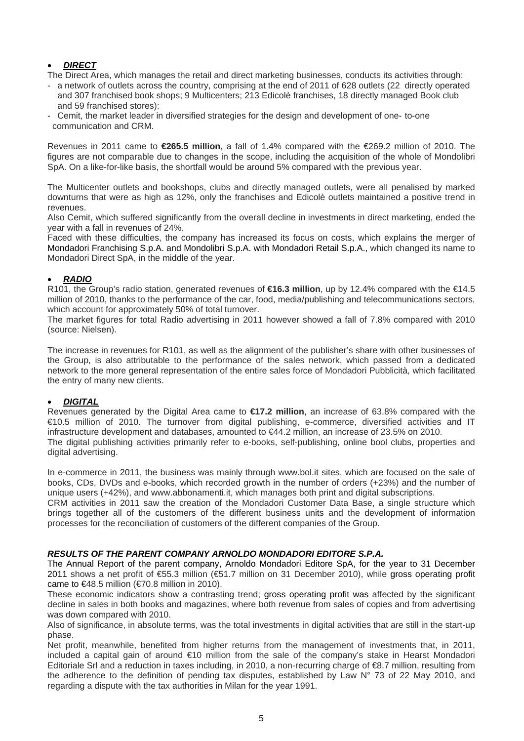- ***DIRECT***

The Direct Area, which manages the retail and direct marketing businesses, conducts its activities through:

- a network of outlets across the country, comprising at the end of 2011 of 628 outlets (22 directly operated and 307 franchised book shops; 9 Multicenters; 213 Edicolè franchises, 18 directly managed Book club and 59 franchised stores):
- Cemit, the market leader in diversified strategies for the design and development of one- to-one communication and CRM.

Revenues in 2011 came to **€265.5 million**, a fall of 1.4% compared with the €269.2 million of 2010. The figures are not comparable due to changes in the scope, including the acquisition of the whole of Mondolibri SpA. On a like-for-like basis, the shortfall would be around 5% compared with the previous year.

The Multicenter outlets and bookshops, clubs and directly managed outlets, were all penalised by marked downturns that were as high as 12%, only the franchises and Edicolè outlets maintained a positive trend in revenues.

Also Cemit, which suffered significantly from the overall decline in investments in direct marketing, ended the year with a fall in revenues of 24%.

Faced with these difficulties, the company has increased its focus on costs, which explains the merger of Mondadori Franchising S.p.A. and Mondolibri S.p.A. with Mondadori Retail S.p.A., which changed its name to Mondadori Direct SpA, in the middle of the year.

- ***RADIO***

R101, the Group's radio station, generated revenues of **€16.3 million**, up by 12.4% compared with the €14.5 million of 2010, thanks to the performance of the car, food, media/publishing and telecommunications sectors, which account for approximately 50% of total turnover.

The market figures for total Radio advertising in 2011 however showed a fall of 7.8% compared with 2010 (source: Nielsen).

The increase in revenues for R101, as well as the alignment of the publisher's share with other businesses of the Group, is also attributable to the performance of the sales network, which passed from a dedicated network to the more general representation of the entire sales force of Mondadori Pubblicità, which facilitated the entry of many new clients.

- ***DIGITAL***

Revenues generated by the Digital Area came to **€17.2 million**, an increase of 63.8% compared with the €10.5 million of 2010. The turnover from digital publishing, e-commerce, diversified activities and IT infrastructure development and databases, amounted to €44.2 million, an increase of 23.5% on 2010.

The digital publishing activities primarily refer to e-books, self-publishing, online bool clubs, properties and digital advertising.

In e-commerce in 2011, the business was mainly through www.bol.it sites, which are focused on the sale of books, CDs, DVDs and e-books, which recorded growth in the number of orders (+23%) and the number of unique users (+42%), and www.abbonamenti.it, which manages both print and digital subscriptions.

CRM activities in 2011 saw the creation of the Mondadori Customer Data Base, a single structure which brings together all of the customers of the different business units and the development of information processes for the reconciliation of customers of the different companies of the Group.

***RESULTS OF THE PARENT COMPANY ARNOLDO MONDADORI EDITORE S.P.A.***

The Annual Report of the parent company, Arnoldo Mondadori Editore SpA, for the year to 31 December 2011 shows a net profit of €55.3 million (€51.7 million on 31 December 2010), while gross operating profit came to €48.5 million (€70.8 million in 2010).

These economic indicators show a contrasting trend; gross operating profit was affected by the significant decline in sales in both books and magazines, where both revenue from sales of copies and from advertising was down compared with 2010.

Also of significance, in absolute terms, was the total investments in digital activities that are still in the start-up phase.

Net profit, meanwhile, benefited from higher returns from the management of investments that, in 2011, included a capital gain of around €10 million from the sale of the company's stake in Hearst Mondadori Editoriale Srl and a reduction in taxes including, in 2010, a non-recurring charge of €8.7 million, resulting from the adherence to the definition of pending tax disputes, established by Law N° 73 of 22 May 2010, and regarding a dispute with the tax authorities in Milan for the year 1991.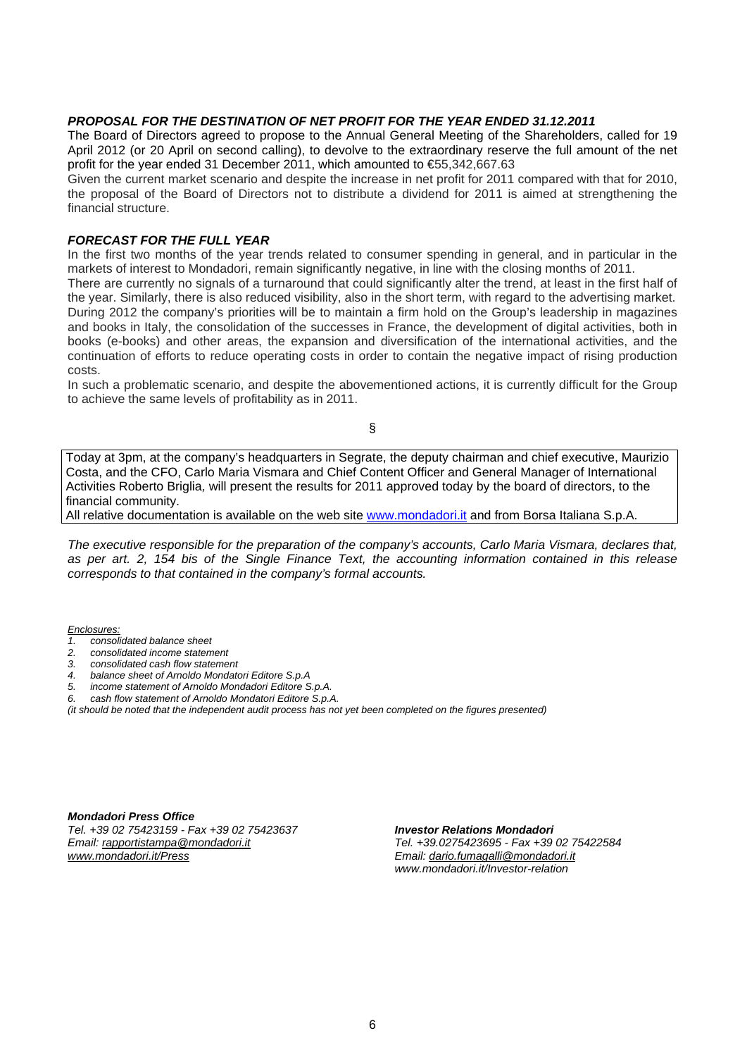### ***PROPOSAL FOR THE DESTINATION OF NET PROFIT FOR THE YEAR ENDED 31.12.2011***

The Board of Directors agreed to propose to the Annual General Meeting of the Shareholders, called for 19 April 2012 (or 20 April on second calling), to devolve to the extraordinary reserve the full amount of the net profit for the year ended 31 December 2011, which amounted to €55,342,667.63

Given the current market scenario and despite the increase in net profit for 2011 compared with that for 2010, the proposal of the Board of Directors not to distribute a dividend for 2011 is aimed at strengthening the financial structure.

### ***FORECAST FOR THE FULL YEAR***

In the first two months of the year trends related to consumer spending in general, and in particular in the markets of interest to Mondadori, remain significantly negative, in line with the closing months of 2011.

There are currently no signals of a turnaround that could significantly alter the trend, at least in the first half of the year. Similarly, there is also reduced visibility, also in the short term, with regard to the advertising market.

During 2012 the company's priorities will be to maintain a firm hold on the Group's leadership in magazines and books in Italy, the consolidation of the successes in France, the development of digital activities, both in books (e-books) and other areas, the expansion and diversification of the international activities, and the continuation of efforts to reduce operating costs in order to contain the negative impact of rising production costs.

In such a problematic scenario, and despite the abovementioned actions, it is currently difficult for the Group to achieve the same levels of profitability as in 2011.

§

Today at 3pm, at the company's headquarters in Segrate, the deputy chairman and chief executive, Maurizio Costa, and the CFO, Carlo Maria Vismara and Chief Content Officer and General Manager of International Activities Roberto Briglia, will present the results for 2011 approved today by the board of directors, to the financial community.
All relative documentation is available on the web site www.mondadori.it and from Borsa Italiana S.p.A.

*The executive responsible for the preparation of the company's accounts, Carlo Maria Vismara, declares that, as per art. 2, 154 bis of the Single Finance Text, the accounting information contained in this release corresponds to that contained in the company's formal accounts.*

*Enclosures:*

1. *consolidated balance sheet*
2. *consolidated income statement*
3. *consolidated cash flow statement*
4. *balance sheet of Arnoldo Mondatori Editore S.p.A*
5. *income statement of Arnoldo Mondadori Editore S.p.A.*
6. *cash flow statement of Arnoldo Mondatori Editore S.p.A.*

*(it should be noted that the independent audit process has not yet been completed on the figures presented)*

***Mondadori Press Office***
*Tel. +39 02 75423159 - Fax +39 02 75423637*
*Email: rapportistampa@mondadori.it*
*www.mondadori.it/Press*

***Investor Relations Mondadori***
*Tel. +39.0275423695 - Fax +39 02 75422584*
*Email: dario.fumagalli@mondadori.it*
*www.mondadori.it/Investor-relation*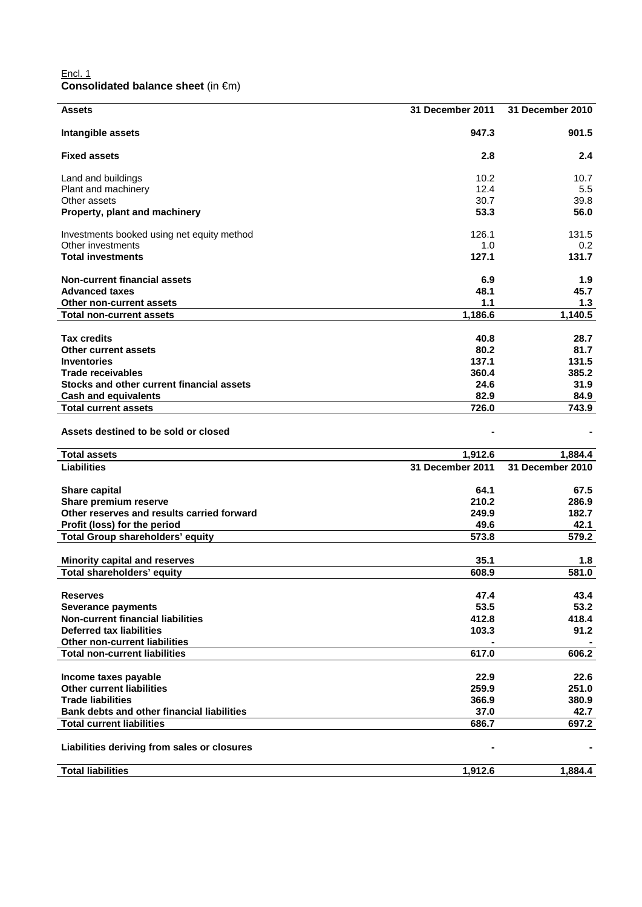Encl. 1

**Consolidated balance sheet** (in €m)

| **Assets** | **31 December 2011** | **31 December 2010** |
|---|---|---|
| **Intangible assets** | **947.3** | **901.5** |
| **Fixed assets** | **2.8** | **2.4** |
| Land and buildings | 10.2 | 10.7 |
| Plant and machinery | 12.4 | 5.5 |
| Other assets | 30.7 | 39.8 |
| **Property, plant and machinery** | **53.3** | **56.0** |
| Investments booked using net equity method | 126.1 | 131.5 |
| Other investments | 1.0 | 0.2 |
| **Total investments** | **127.1** | **131.7** |
| **Non-current financial assets** | **6.9** | **1.9** |
| **Advanced taxes** | **48.1** | **45.7** |
| **Other non-current assets** | **1.1** | **1.3** |
| **Total non-current assets** | **1,186.6** | **1,140.5** |
| **Tax credits** | **40.8** | **28.7** |
| **Other current assets** | **80.2** | **81.7** |
| **Inventories** | **137.1** | **131.5** |
| **Trade receivables** | **360.4** | **385.2** |
| **Stocks and other current financial assets** | **24.6** | **31.9** |
| **Cash and equivalents** | **82.9** | **84.9** |
| **Total current assets** | **726.0** | **743.9** |
| **Assets destined to be sold or closed** | **-** | **-** |
| **Total assets** | **1,912.6** | **1,884.4** |

| **Liabilities** | **31 December 2011** | **31 December 2010** |
|---|---|---|
| **Share capital** | **64.1** | **67.5** |
| **Share premium reserve** | **210.2** | **286.9** |
| **Other reserves and results carried forward** | **249.9** | **182.7** |
| **Profit (loss) for the period** | **49.6** | **42.1** |
| **Total Group shareholders' equity** | **573.8** | **579.2** |
| **Minority capital and reserves** | **35.1** | **1.8** |
| **Total shareholders' equity** | **608.9** | **581.0** |
| **Reserves** | **47.4** | **43.4** |
| **Severance payments** | **53.5** | **53.2** |
| **Non-current financial liabilities** | **412.8** | **418.4** |
| **Deferred tax liabilities** | **103.3** | **91.2** |
| **Other non-current liabilities** | **-** | **-** |
| **Total non-current liabilities** | **617.0** | **606.2** |
| **Income taxes payable** | **22.9** | **22.6** |
| **Other current liabilities** | **259.9** | **251.0** |
| **Trade liabilities** | **366.9** | **380.9** |
| **Bank debts and other financial liabilities** | **37.0** | **42.7** |
| **Total current liabilities** | **686.7** | **697.2** |
| **Liabilities deriving from sales or closures** | **-** | **-** |
| **Total liabilities** | **1,912.6** | **1,884.4** |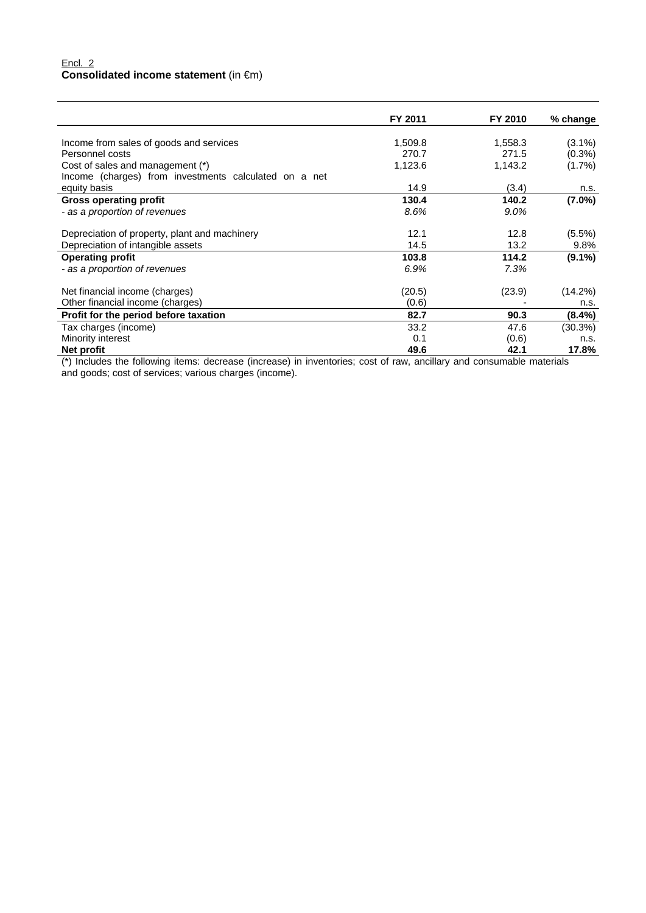Encl. 2

**Consolidated income statement** (in €m)

| | FY 2011 | FY 2010 | % change |
|---|---|---|---|
| Income from sales of goods and services | 1,509.8 | 1,558.3 | (3.1%) |
| Personnel costs | 270.7 | 271.5 | (0.3%) |
| Cost of sales and management (*) | 1,123.6 | 1,143.2 | (1.7%) |
| Income (charges) from investments calculated on a net equity basis | 14.9 | (3.4) | n.s. |
| **Gross operating profit** | **130.4** | **140.2** | **(7.0%)** |
| *- as a proportion of revenues* | *8.6%* | *9.0%* | |
| Depreciation of property, plant and machinery | 12.1 | 12.8 | (5.5%) |
| Depreciation of intangible assets | 14.5 | 13.2 | 9.8% |
| **Operating profit** | **103.8** | **114.2** | **(9.1%)** |
| *- as a proportion of revenues* | *6.9%* | *7.3%* | |
| Net financial income (charges) | (20.5) | (23.9) | (14.2%) |
| Other financial income (charges) | (0.6) | - | n.s. |
| **Profit for the period before taxation** | **82.7** | **90.3** | **(8.4%)** |
| Tax charges (income) | 33.2 | 47.6 | (30.3%) |
| Minority interest | 0.1 | (0.6) | n.s. |
| **Net profit** | **49.6** | **42.1** | **17.8%** |

(*) Includes the following items: decrease (increase) in inventories; cost of raw, ancillary and consumable materials and goods; cost of services; various charges (income).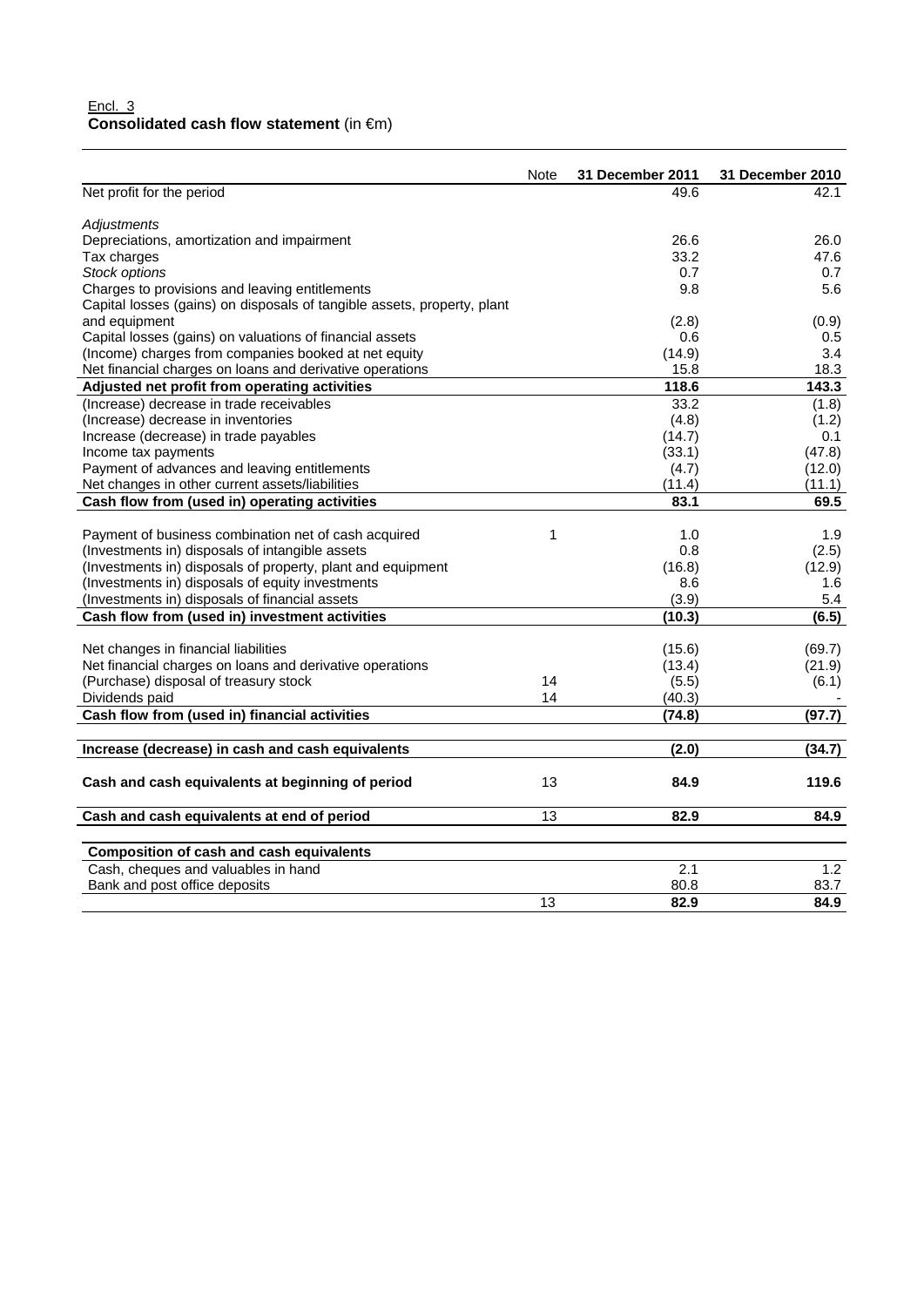Encl. 3

**Consolidated cash flow statement** (in €m)

| | Note | 31 December 2011 | 31 December 2010 |
|---|---|---|---|
| Net profit for the period | | 49.6 | 42.1 |
| *Adjustments* | | | |
| Depreciations, amortization and impairment | | 26.6 | 26.0 |
| Tax charges | | 33.2 | 47.6 |
| *Stock options* | | 0.7 | 0.7 |
| Charges to provisions and leaving entitlements | | 9.8 | 5.6 |
| Capital losses (gains) on disposals of tangible assets, property, plant and equipment | | (2.8) | (0.9) |
| Capital losses (gains) on valuations of financial assets | | 0.6 | 0.5 |
| (Income) charges from companies booked at net equity | | (14.9) | 3.4 |
| Net financial charges on loans and derivative operations | | 15.8 | 18.3 |
| **Adjusted net profit from operating activities** | | **118.6** | **143.3** |
| (Increase) decrease in trade receivables | | 33.2 | (1.8) |
| (Increase) decrease in inventories | | (4.8) | (1.2) |
| Increase (decrease) in trade payables | | (14.7) | 0.1 |
| Income tax payments | | (33.1) | (47.8) |
| Payment of advances and leaving entitlements | | (4.7) | (12.0) |
| Net changes in other current assets/liabilities | | (11.4) | (11.1) |
| **Cash flow from (used in) operating activities** | | **83.1** | **69.5** |
| Payment of business combination net of cash acquired | 1 | 1.0 | 1.9 |
| (Investments in) disposals of intangible assets | | 0.8 | (2.5) |
| (Investments in) disposals of property, plant and equipment | | (16.8) | (12.9) |
| (Investments in) disposals of equity investments | | 8.6 | 1.6 |
| (Investments in) disposals of financial assets | | (3.9) | 5.4 |
| **Cash flow from (used in) investment activities** | | **(10.3)** | **(6.5)** |
| Net changes in financial liabilities | | (15.6) | (69.7) |
| Net financial charges on loans and derivative operations | | (13.4) | (21.9) |
| (Purchase) disposal of treasury stock | 14 | (5.5) | (6.1) |
| Dividends paid | 14 | (40.3) | - |
| **Cash flow from (used in) financial activities** | | **(74.8)** | **(97.7)** |
| **Increase (decrease) in cash and cash equivalents** | | **(2.0)** | **(34.7)** |
| **Cash and cash equivalents at beginning of period** | 13 | **84.9** | **119.6** |
| **Cash and cash equivalents at end of period** | 13 | **82.9** | **84.9** |

| **Composition of cash and cash equivalents** | | | |
|---|---|---|---|
| Cash, cheques and valuables in hand | | 2.1 | 1.2 |
| Bank and post office deposits | | 80.8 | 83.7 |
| | 13 | **82.9** | **84.9** |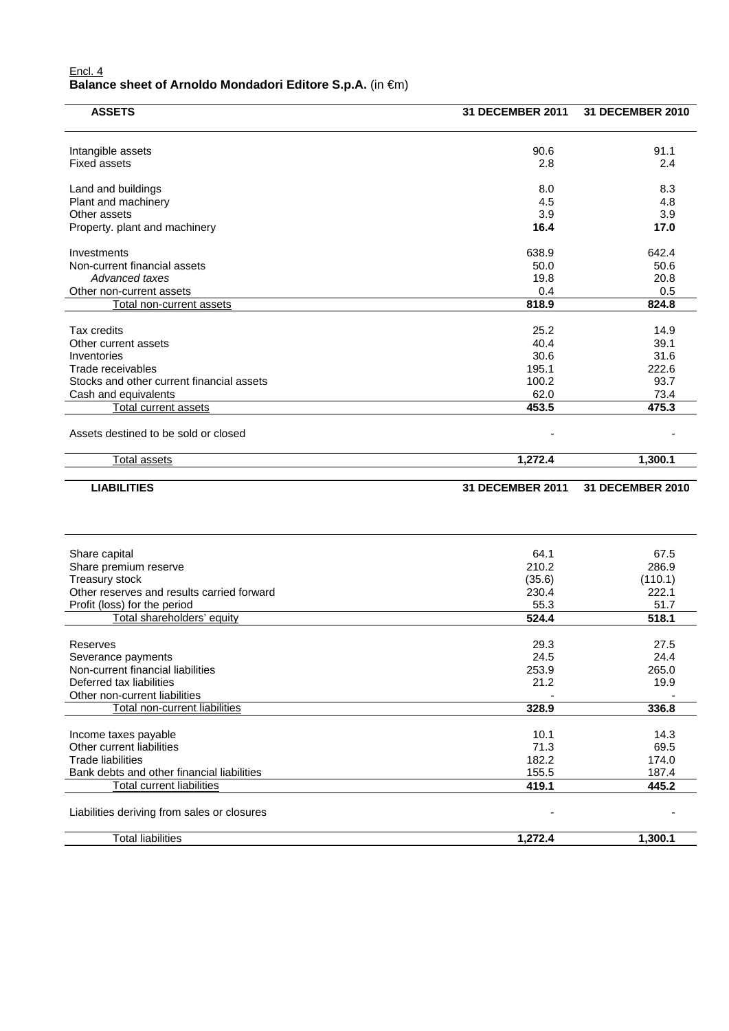Encl. 4

**Balance sheet of Arnoldo Mondadori Editore S.p.A.** (in €m)

| ASSETS | 31 DECEMBER 2011 | 31 DECEMBER 2010 |
|---|---|---|
| Intangible assets | 90.6 | 91.1 |
| Fixed assets | 2.8 | 2.4 |
| Land and buildings | 8.0 | 8.3 |
| Plant and machinery | 4.5 | 4.8 |
| Other assets | 3.9 | 3.9 |
| Property. plant and machinery | **16.4** | **17.0** |
| Investments | 638.9 | 642.4 |
| Non-current financial assets | 50.0 | 50.6 |
| *Advanced taxes* | 19.8 | 20.8 |
| Other non-current assets | 0.4 | 0.5 |
| Total non-current assets | **818.9** | **824.8** |
| Tax credits | 25.2 | 14.9 |
| Other current assets | 40.4 | 39.1 |
| Inventories | 30.6 | 31.6 |
| Trade receivables | 195.1 | 222.6 |
| Stocks and other current financial assets | 100.2 | 93.7 |
| Cash and equivalents | 62.0 | 73.4 |
| Total current assets | **453.5** | **475.3** |
| Assets destined to be sold or closed | - | - |
| Total assets | **1,272.4** | **1,300.1** |

| LIABILITIES | 31 DECEMBER 2011 | 31 DECEMBER 2010 |
|---|---|---|
| Share capital | 64.1 | 67.5 |
| Share premium reserve | 210.2 | 286.9 |
| Treasury stock | (35.6) | (110.1) |
| Other reserves and results carried forward | 230.4 | 222.1 |
| Profit (loss) for the period | 55.3 | 51.7 |
| Total shareholders' equity | **524.4** | **518.1** |
| Reserves | 29.3 | 27.5 |
| Severance payments | 24.5 | 24.4 |
| Non-current financial liabilities | 253.9 | 265.0 |
| Deferred tax liabilities | 21.2 | 19.9 |
| Other non-current liabilities | - | - |
| Total non-current liabilities | **328.9** | **336.8** |
| Income taxes payable | 10.1 | 14.3 |
| Other current liabilities | 71.3 | 69.5 |
| Trade liabilities | 182.2 | 174.0 |
| Bank debts and other financial liabilities | 155.5 | 187.4 |
| Total current liabilities | **419.1** | **445.2** |
| Liabilities deriving from sales or closures | - | - |
| Total liabilities | **1,272.4** | **1,300.1** |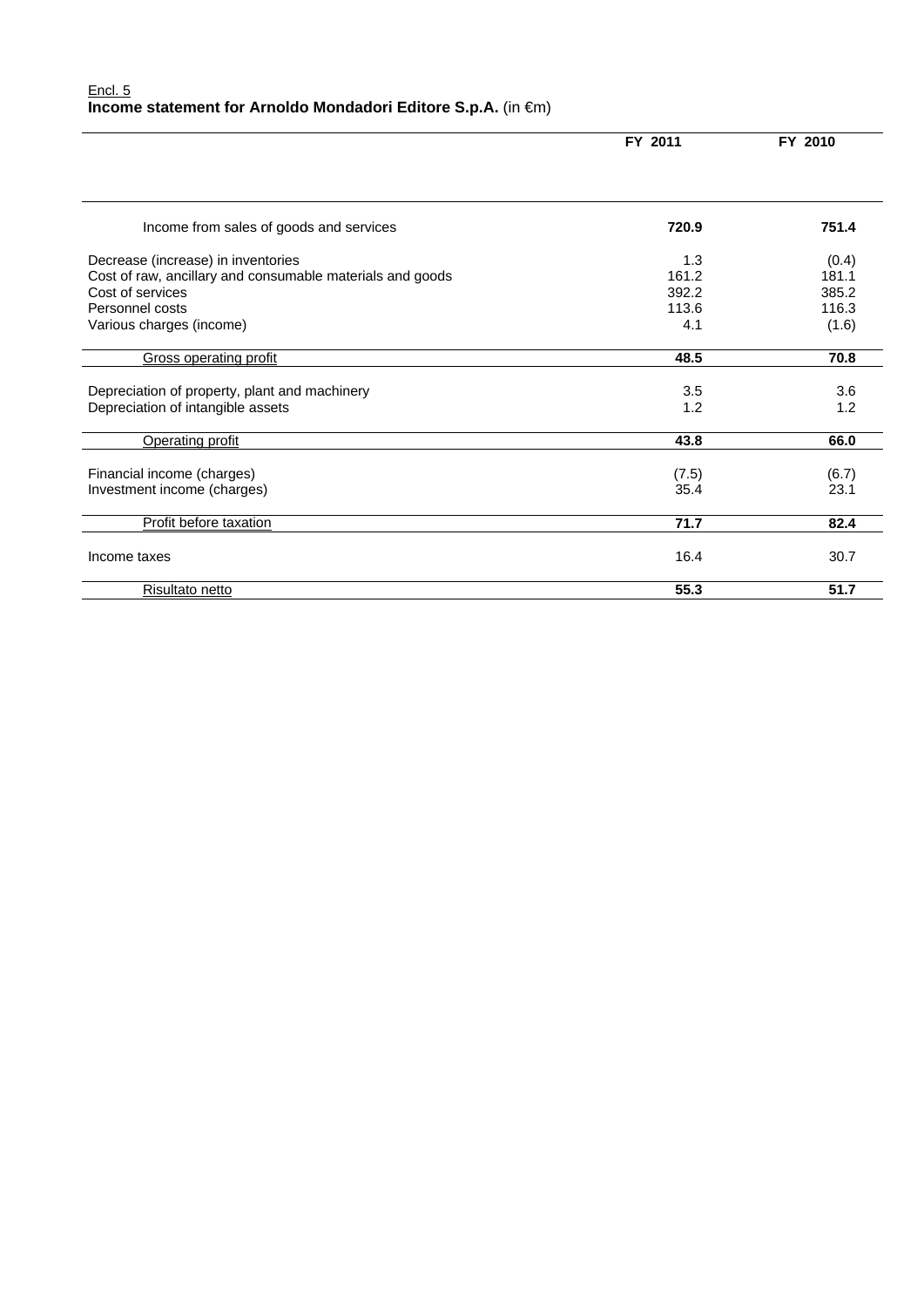Encl. 5

**Income statement for Arnoldo Mondadori Editore S.p.A.** (in €m)

| | FY 2011 | FY 2010 |
|---|---|---|
| Income from sales of goods and services | **720.9** | **751.4** |
| Decrease (increase) in inventories | 1.3 | (0.4) |
| Cost of raw, ancillary and consumable materials and goods | 161.2 | 181.1 |
| Cost of services | 392.2 | 385.2 |
| Personnel costs | 113.6 | 116.3 |
| Various charges (income) | 4.1 | (1.6) |
| Gross operating profit | **48.5** | **70.8** |
| Depreciation of property, plant and machinery | 3.5 | 3.6 |
| Depreciation of intangible assets | 1.2 | 1.2 |
| Operating profit | **43.8** | **66.0** |
| Financial income (charges) | (7.5) | (6.7) |
| Investment income (charges) | 35.4 | 23.1 |
| Profit before taxation | **71.7** | **82.4** |
| Income taxes | 16.4 | 30.7 |
| Risultato netto | **55.3** | **51.7** |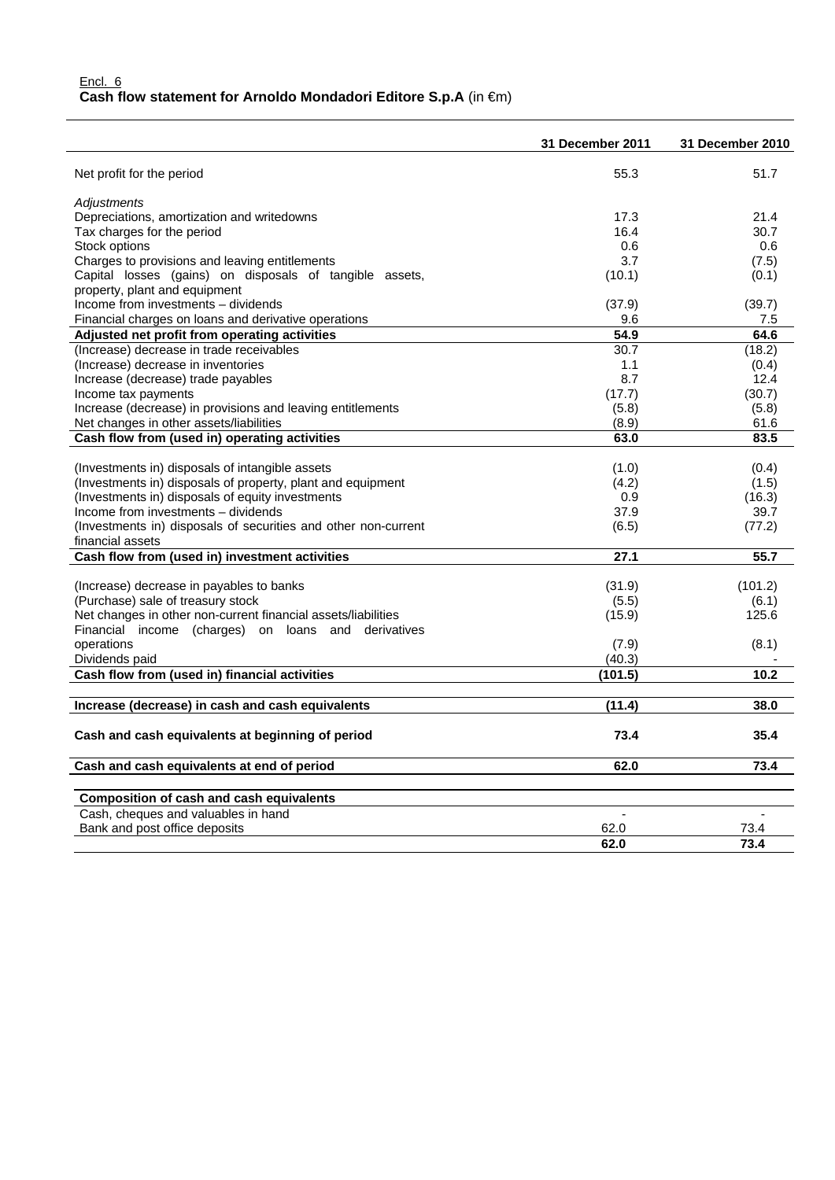Encl. 6

**Cash flow statement for Arnoldo Mondadori Editore S.p.A** (in €m)

| | 31 December 2011 | 31 December 2010 |
|---|---|---|
| Net profit for the period | 55.3 | 51.7 |
| *Adjustments* | | |
| Depreciations, amortization and writedowns | 17.3 | 21.4 |
| Tax charges for the period | 16.4 | 30.7 |
| Stock options | 0.6 | 0.6 |
| Charges to provisions and leaving entitlements | 3.7 | (7.5) |
| Capital losses (gains) on disposals of tangible assets, property, plant and equipment | (10.1) | (0.1) |
| Income from investments – dividends | (37.9) | (39.7) |
| Financial charges on loans and derivative operations | 9.6 | 7.5 |
| **Adjusted net profit from operating activities** | **54.9** | **64.6** |
| (Increase) decrease in trade receivables | 30.7 | (18.2) |
| (Increase) decrease in inventories | 1.1 | (0.4) |
| Increase (decrease) trade payables | 8.7 | 12.4 |
| Income tax payments | (17.7) | (30.7) |
| Increase (decrease) in provisions and leaving entitlements | (5.8) | (5.8) |
| Net changes in other assets/liabilities | (8.9) | 61.6 |
| **Cash flow from (used in) operating activities** | **63.0** | **83.5** |
| (Investments in) disposals of intangible assets | (1.0) | (0.4) |
| (Investments in) disposals of property, plant and equipment | (4.2) | (1.5) |
| (Investments in) disposals of equity investments | 0.9 | (16.3) |
| Income from investments – dividends | 37.9 | 39.7 |
| (Investments in) disposals of securities and other non-current financial assets | (6.5) | (77.2) |
| **Cash flow from (used in) investment activities** | **27.1** | **55.7** |
| (Increase) decrease in payables to banks | (31.9) | (101.2) |
| (Purchase) sale of treasury stock | (5.5) | (6.1) |
| Net changes in other non-current financial assets/liabilities | (15.9) | 125.6 |
| Financial income (charges) on loans and derivatives operations | (7.9) | (8.1) |
| Dividends paid | (40.3) | - |
| **Cash flow from (used in) financial activities** | **(101.5)** | **10.2** |
| **Increase (decrease) in cash and cash equivalents** | **(11.4)** | **38.0** |
| **Cash and cash equivalents at beginning of period** | **73.4** | **35.4** |
| **Cash and cash equivalents at end of period** | **62.0** | **73.4** |

| **Composition of cash and cash equivalents** | | |
|---|---|---|
| Cash, cheques and valuables in hand | - | - |
| Bank and post office deposits | 62.0 | 73.4 |
| | **62.0** | **73.4** |